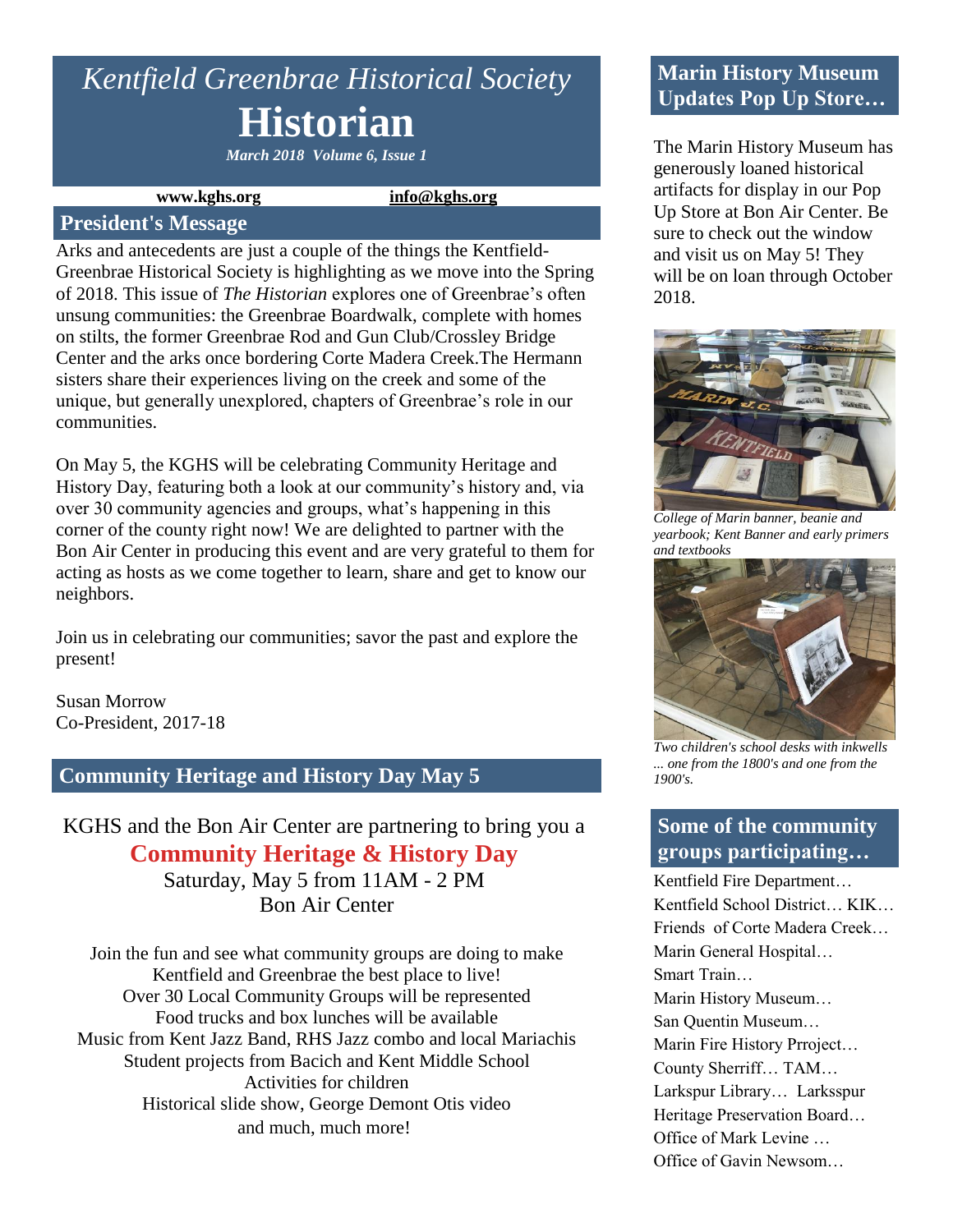# *Kentfield Greenbrae Historical Society*

# Historian

***March 2018 Volume 6, Issue 1***

**www.kghs.org** **info@kghs.org**

## President's Message

Arks and antecedents are just a couple of the things the Kentfield-Greenbrae Historical Society is highlighting as we move into the Spring of 2018. This issue of *The Historian* explores one of Greenbrae's often unsung communities: the Greenbrae Boardwalk, complete with homes on stilts, the former Greenbrae Rod and Gun Club/Crossley Bridge Center and the arks once bordering Corte Madera Creek.The Hermann sisters share their experiences living on the creek and some of the unique, but generally unexplored, chapters of Greenbrae's role in our communities.

On May 5, the KGHS will be celebrating Community Heritage and History Day, featuring both a look at our community's history and, via over 30 community agencies and groups, what's happening in this corner of the county right now! We are delighted to partner with the Bon Air Center in producing this event and are very grateful to them for acting as hosts as we come together to learn, share and get to know our neighbors.

Join us in celebrating our communities; savor the past and explore the present!

Susan Morrow
Co-President, 2017-18

## Community Heritage and History Day May 5

KGHS and the Bon Air Center are partnering to bring you a

**Community Heritage & History Day**

Saturday, May 5 from 11AM - 2 PM
Bon Air Center

Join the fun and see what community groups are doing to make Kentfield and Greenbrae the best place to live!
Over 30 Local Community Groups will be represented
Food trucks and box lunches will be available
Music from Kent Jazz Band, RHS Jazz combo and local Mariachis
Student projects from Bacich and Kent Middle School
Activities for children
Historical slide show, George Demont Otis video
and much, much more!

## Marin History Museum Updates Pop Up Store…

The Marin History Museum has generously loaned historical artifacts for display in our Pop Up Store at Bon Air Center. Be sure to check out the window and visit us on May 5! They will be on loan through October 2018.

*College of Marin banner, beanie and yearbook; Kent Banner and early primers and textbooks*

*Two children's school desks with inkwells ... one from the 1800's and one from the 1900's.*

## Some of the community groups participating…

Kentfield Fire Department…
Kentfield School District… KIK…
Friends of Corte Madera Creek…
Marin General Hospital…
Smart Train…
Marin History Museum…
San Quentin Museum…
Marin Fire History Prroject…
County Sherriff… TAM…
Larkspur Library… Larksspur Heritage Preservation Board…
Office of Mark Levine …
Office of Gavin Newsom…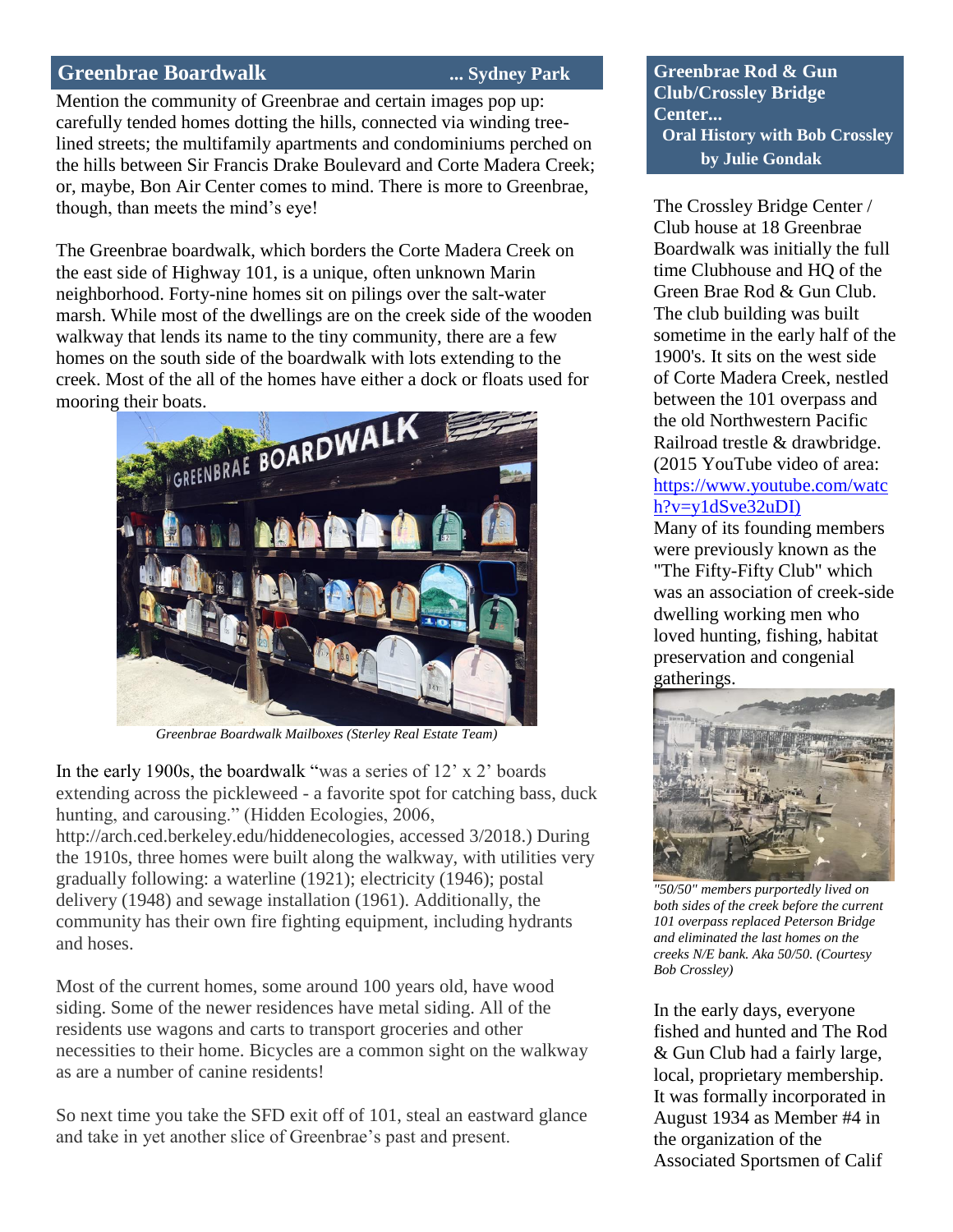## Greenbrae Boardwalk ... Sydney Park

Mention the community of Greenbrae and certain images pop up: carefully tended homes dotting the hills, connected via winding tree-lined streets; the multifamily apartments and condominiums perched on the hills between Sir Francis Drake Boulevard and Corte Madera Creek; or, maybe, Bon Air Center comes to mind. There is more to Greenbrae, though, than meets the mind's eye!

The Greenbrae boardwalk, which borders the Corte Madera Creek on the east side of Highway 101, is a unique, often unknown Marin neighborhood. Forty-nine homes sit on pilings over the salt-water marsh. While most of the dwellings are on the creek side of the wooden walkway that lends its name to the tiny community, there are a few homes on the south side of the boardwalk with lots extending to the creek. Most of the all of the homes have either a dock or floats used for mooring their boats.

*Greenbrae Boardwalk Mailboxes (Sterley Real Estate Team)*

In the early 1900s, the boardwalk "was a series of 12' x 2' boards extending across the pickleweed - a favorite spot for catching bass, duck hunting, and carousing." (Hidden Ecologies, 2006, http://arch.ced.berkeley.edu/hiddenecologies, accessed 3/2018.) During the 1910s, three homes were built along the walkway, with utilities very gradually following: a waterline (1921); electricity (1946); postal delivery (1948) and sewage installation (1961). Additionally, the community has their own fire fighting equipment, including hydrants and hoses.

Most of the current homes, some around 100 years old, have wood siding. Some of the newer residences have metal siding. All of the residents use wagons and carts to transport groceries and other necessities to their home. Bicycles are a common sight on the walkway as are a number of canine residents!

So next time you take the SFD exit off of 101, steal an eastward glance and take in yet another slice of Greenbrae's past and present.

## Greenbrae Rod & Gun Club/Crossley Bridge Center...

**Oral History with Bob Crossley**

**by Julie Gondak**

The Crossley Bridge Center / Club house at 18 Greenbrae Boardwalk was initially the full time Clubhouse and HQ of the Green Brae Rod & Gun Club. The club building was built sometime in the early half of the 1900's. It sits on the west side of Corte Madera Creek, nestled between the 101 overpass and the old Northwestern Pacific Railroad trestle & drawbridge. (2015 YouTube video of area: https://www.youtube.com/watch?v=y1dSve32uDI) Many of its founding members were previously known as the "The Fifty-Fifty Club" which was an association of creek-side dwelling working men who loved hunting, fishing, habitat preservation and congenial gatherings.

*"50/50" members purportedly lived on both sides of the creek before the current 101 overpass replaced Peterson Bridge and eliminated the last homes on the creeks N/E bank. Aka 50/50. (Courtesy Bob Crossley)*

In the early days, everyone fished and hunted and The Rod & Gun Club had a fairly large, local, proprietary membership. It was formally incorporated in August 1934 as Member #4 in the organization of the Associated Sportsmen of Calif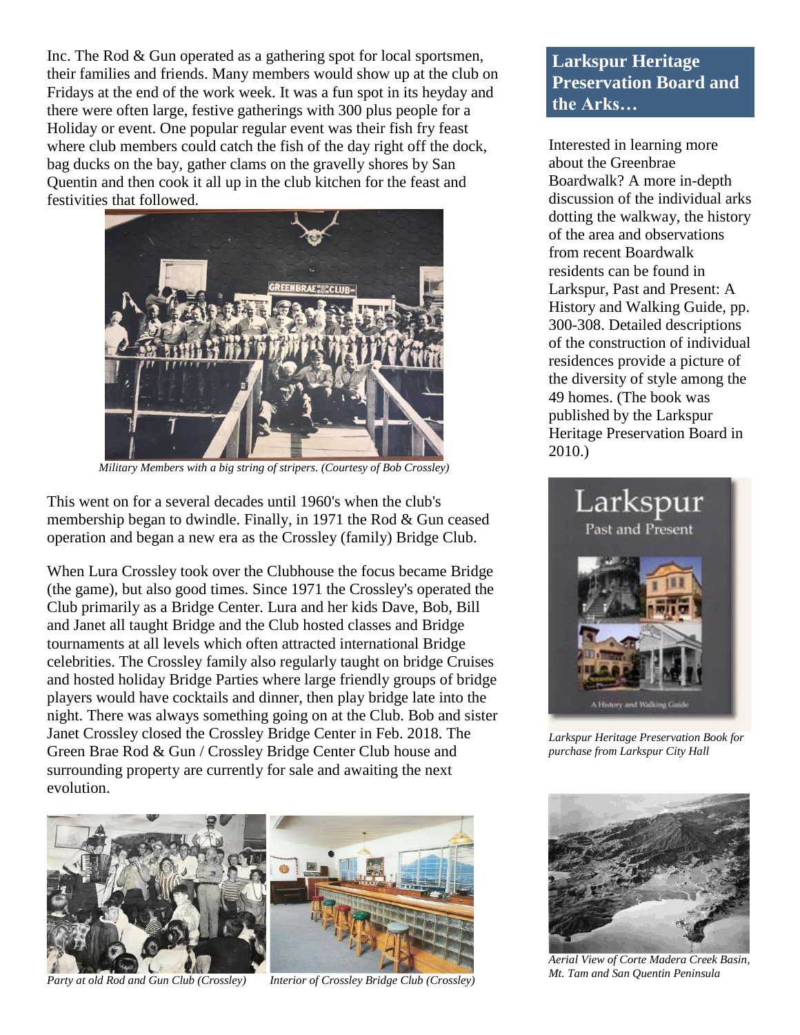Inc. The Rod & Gun operated as a gathering spot for local sportsmen, their families and friends. Many members would show up at the club on Fridays at the end of the work week. It was a fun spot in its heyday and there were often large, festive gatherings with 300 plus people for a Holiday or event. One popular regular event was their fish fry feast where club members could catch the fish of the day right off the dock, bag ducks on the bay, gather clams on the gravelly shores by San Quentin and then cook it all up in the club kitchen for the feast and festivities that followed.

*Military Members with a big string of stripers. (Courtesy of Bob Crossley)*

This went on for a several decades until 1960's when the club's membership began to dwindle. Finally, in 1971 the Rod & Gun ceased operation and began a new era as the Crossley (family) Bridge Club.

When Lura Crossley took over the Clubhouse the focus became Bridge (the game), but also good times. Since 1971 the Crossley's operated the Club primarily as a Bridge Center. Lura and her kids Dave, Bob, Bill and Janet all taught Bridge and the Club hosted classes and Bridge tournaments at all levels which often attracted international Bridge celebrities. The Crossley family also regularly taught on bridge Cruises and hosted holiday Bridge Parties where large friendly groups of bridge players would have cocktails and dinner, then play bridge late into the night. There was always something going on at the Club. Bob and sister Janet Crossley closed the Crossley Bridge Center in Feb. 2018. The Green Brae Rod & Gun / Crossley Bridge Center Club house and surrounding property are currently for sale and awaiting the next evolution.

*Party at old Rod and Gun Club (Crossley)*

*Interior of Crossley Bridge Club (Crossley)*

## Larkspur Heritage Preservation Board and the Arks…

Interested in learning more about the Greenbrae Boardwalk? A more in-depth discussion of the individual arks dotting the walkway, the history of the area and observations from recent Boardwalk residents can be found in Larkspur, Past and Present: A History and Walking Guide, pp. 300-308. Detailed descriptions of the construction of individual residences provide a picture of the diversity of style among the 49 homes. (The book was published by the Larkspur Heritage Preservation Board in 2010.)

*Larkspur Heritage Preservation Book for purchase from Larkspur City Hall*

*Aerial View of Corte Madera Creek Basin, Mt. Tam and San Quentin Peninsula*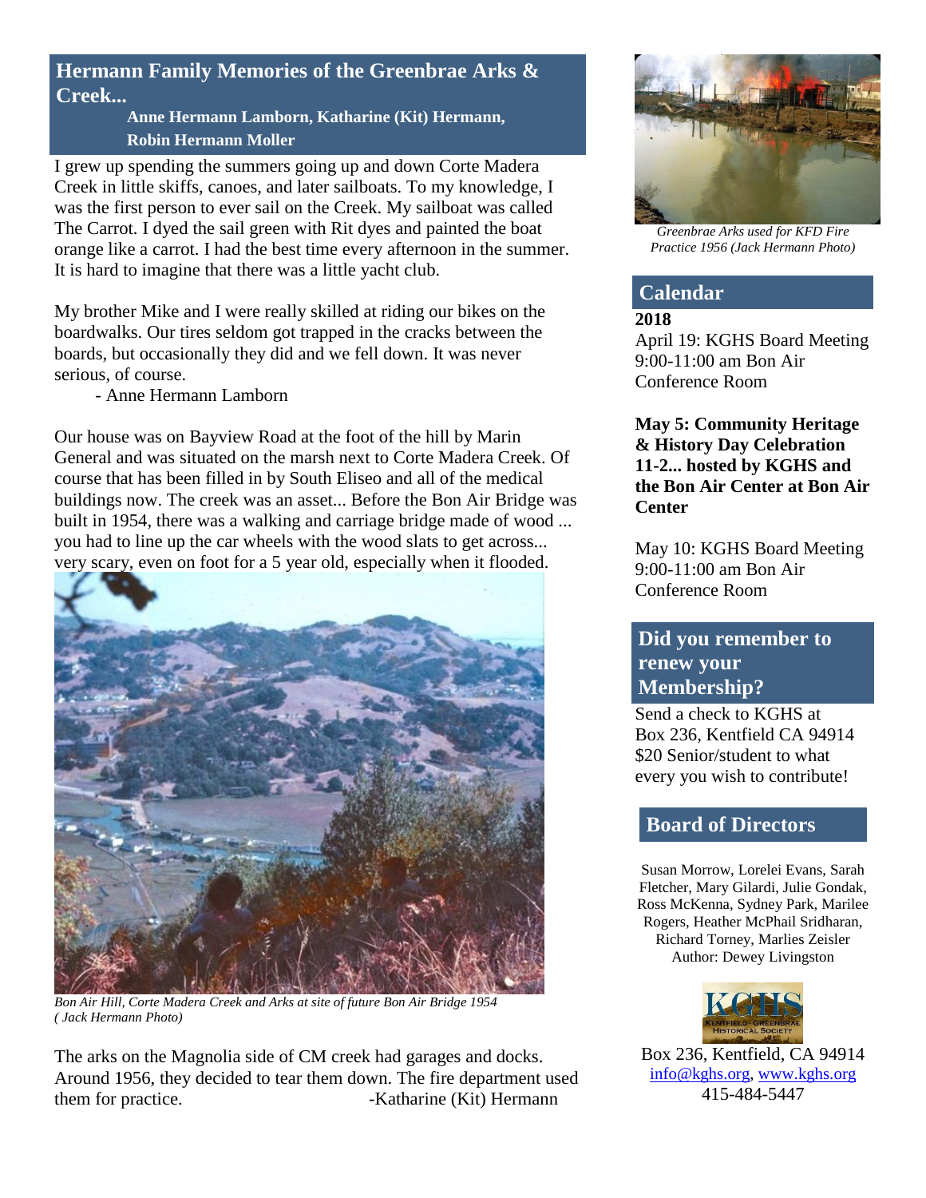## Hermann Family Memories of the Greenbrae Arks & Creek...

**Anne Hermann Lamborn, Katharine (Kit) Hermann, Robin Hermann Moller**

I grew up spending the summers going up and down Corte Madera Creek in little skiffs, canoes, and later sailboats. To my knowledge, I was the first person to ever sail on the Creek. My sailboat was called The Carrot. I dyed the sail green with Rit dyes and painted the boat orange like a carrot. I had the best time every afternoon in the summer. It is hard to imagine that there was a little yacht club.

My brother Mike and I were really skilled at riding our bikes on the boardwalks. Our tires seldom got trapped in the cracks between the boards, but occasionally they did and we fell down. It was never serious, of course.

- Anne Hermann Lamborn

Our house was on Bayview Road at the foot of the hill by Marin General and was situated on the marsh next to Corte Madera Creek. Of course that has been filled in by South Eliseo and all of the medical buildings now. The creek was an asset... Before the Bon Air Bridge was built in 1954, there was a walking and carriage bridge made of wood ... you had to line up the car wheels with the wood slats to get across... very scary, even on foot for a 5 year old, especially when it flooded.

*Bon Air Hill, Corte Madera Creek and Arks at site of future Bon Air Bridge 1954 ( Jack Hermann Photo)*

The arks on the Magnolia side of CM creek had garages and docks. Around 1956, they decided to tear them down. The fire department used them for practice. -Katharine (Kit) Hermann

*Greenbrae Arks used for KFD Fire Practice 1956 (Jack Hermann Photo)*

## Calendar

**2018**

April 19: KGHS Board Meeting 9:00-11:00 am Bon Air Conference Room

**May 5: Community Heritage & History Day Celebration 11-2... hosted by KGHS and the Bon Air Center at Bon Air Center**

May 10: KGHS Board Meeting 9:00-11:00 am Bon Air Conference Room

## Did you remember to renew your Membership?

Send a check to KGHS at Box 236, Kentfield CA 94914 $20 Senior/student to what every you wish to contribute!

## Board of Directors

Susan Morrow, Lorelei Evans, Sarah Fletcher, Mary Gilardi, Julie Gondak, Ross McKenna, Sydney Park, Marilee Rogers, Heather McPhail Sridharan, Richard Torney, Marlies Zeisler
Author: Dewey Livingston

KGHS
KENTFIELD - GREENBRAE HISTORICAL SOCIETY

Box 236, Kentfield, CA 94914
info@kghs.org, www.kghs.org
415-484-5447